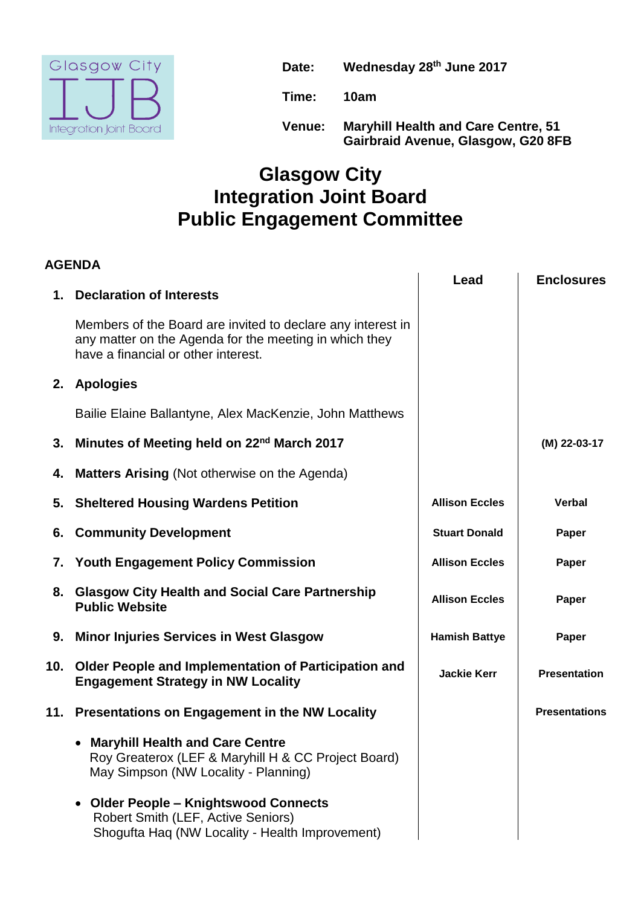Glasgow City IJB Integration Joint Board

**Date:** Wednesday 28th June 2017

**Time:** 10am

**Venue:** Maryhill Health and Care Centre, 51 Gairbraid Avenue, Glasgow, G20 8FB

# Glasgow City Integration Joint Board Public Engagement Committee

## AGENDA

| | | Lead | Enclosures |
|---|---|---|---|
| 1. | **Declaration of Interests**<br><br>Members of the Board are invited to declare any interest in any matter on the Agenda for the meeting in which they have a financial or other interest. | | |
| 2. | **Apologies**<br><br>Bailie Elaine Ballantyne, Alex MacKenzie, John Matthews | | |
| 3. | **Minutes of Meeting held on 22nd March 2017** | | **(M) 22-03-17** |
| 4. | **Matters Arising** (Not otherwise on the Agenda) | | |
| 5. | **Sheltered Housing Wardens Petition** | **Allison Eccles** | **Verbal** |
| 6. | **Community Development** | **Stuart Donald** | **Paper** |
| 7. | **Youth Engagement Policy Commission** | **Allison Eccles** | **Paper** |
| 8. | **Glasgow City Health and Social Care Partnership Public Website** | **Allison Eccles** | **Paper** |
| 9. | **Minor Injuries Services in West Glasgow** | **Hamish Battye** | **Paper** |
| 10. | **Older People and Implementation of Participation and Engagement Strategy in NW Locality** | **Jackie Kerr** | **Presentation** |
| 11. | **Presentations on Engagement in the NW Locality**<br><br>• **Maryhill Health and Care Centre**<br>Roy Greaterox (LEF & Maryhill H & CC Project Board)<br>May Simpson (NW Locality - Planning)<br><br>• **Older People – Knightswood Connects**<br>Robert Smith (LEF, Active Seniors)<br>Shogufta Haq (NW Locality - Health Improvement) | | **Presentations** |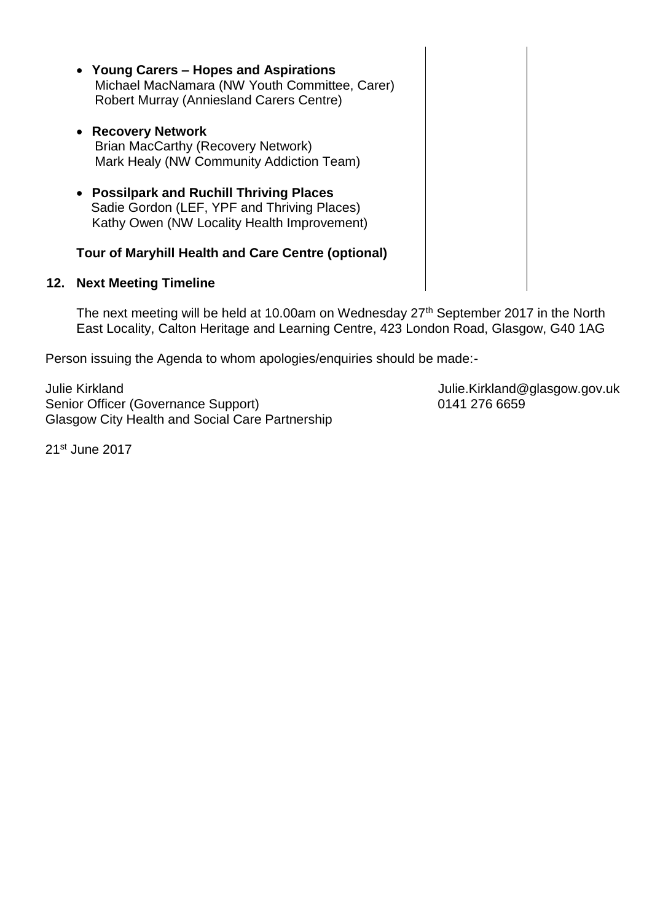- **Young Carers – Hopes and Aspirations**
  Michael MacNamara (NW Youth Committee, Carer)
  Robert Murray (Anniesland Carers Centre)

- **Recovery Network**
  Brian MacCarthy (Recovery Network)
  Mark Healy (NW Community Addiction Team)

- **Possilpark and Ruchill Thriving Places**
  Sadie Gordon (LEF, YPF and Thriving Places)
  Kathy Owen (NW Locality Health Improvement)

**Tour of Maryhill Health and Care Centre (optional)**

**12. Next Meeting Timeline**

The next meeting will be held at 10.00am on Wednesday 27th September 2017 in the North East Locality, Calton Heritage and Learning Centre, 423 London Road, Glasgow, G40 1AG

Person issuing the Agenda to whom apologies/enquiries should be made:-

Julie Kirkland
Senior Officer (Governance Support)
Glasgow City Health and Social Care Partnership

Julie.Kirkland@glasgow.gov.uk
0141 276 6659

21st June 2017